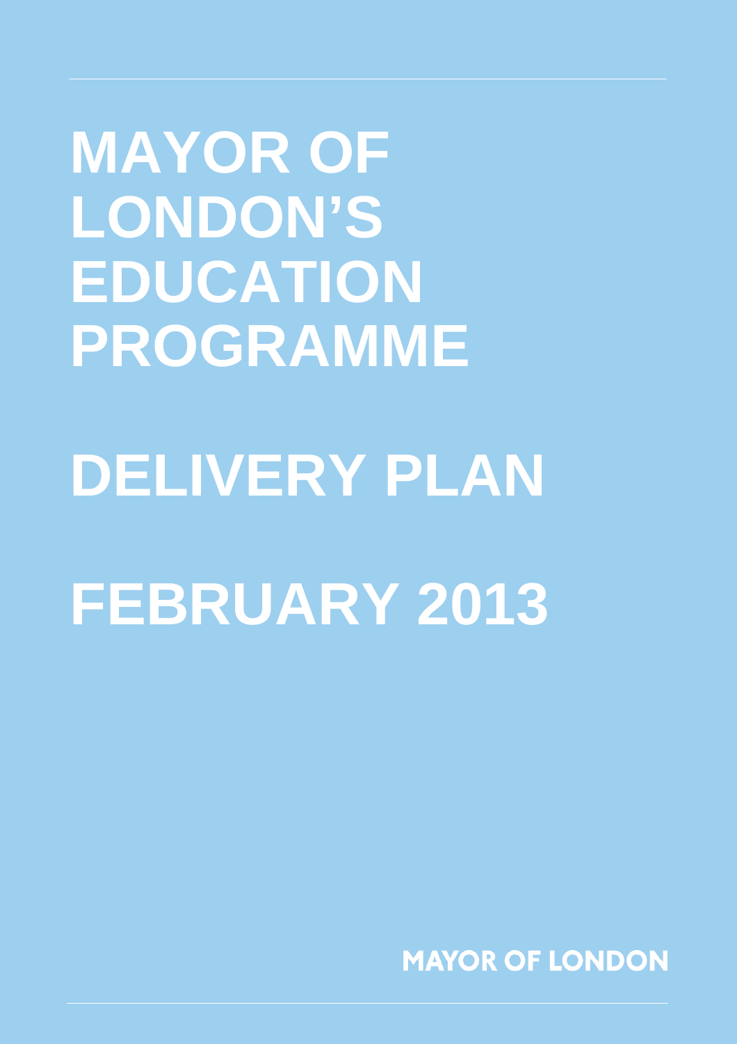# MAYOR OF LONDON'S EDUCATION PROGRAMME

# DELIVERY PLAN

# FEBRUARY 2013

MAYOR OF LONDON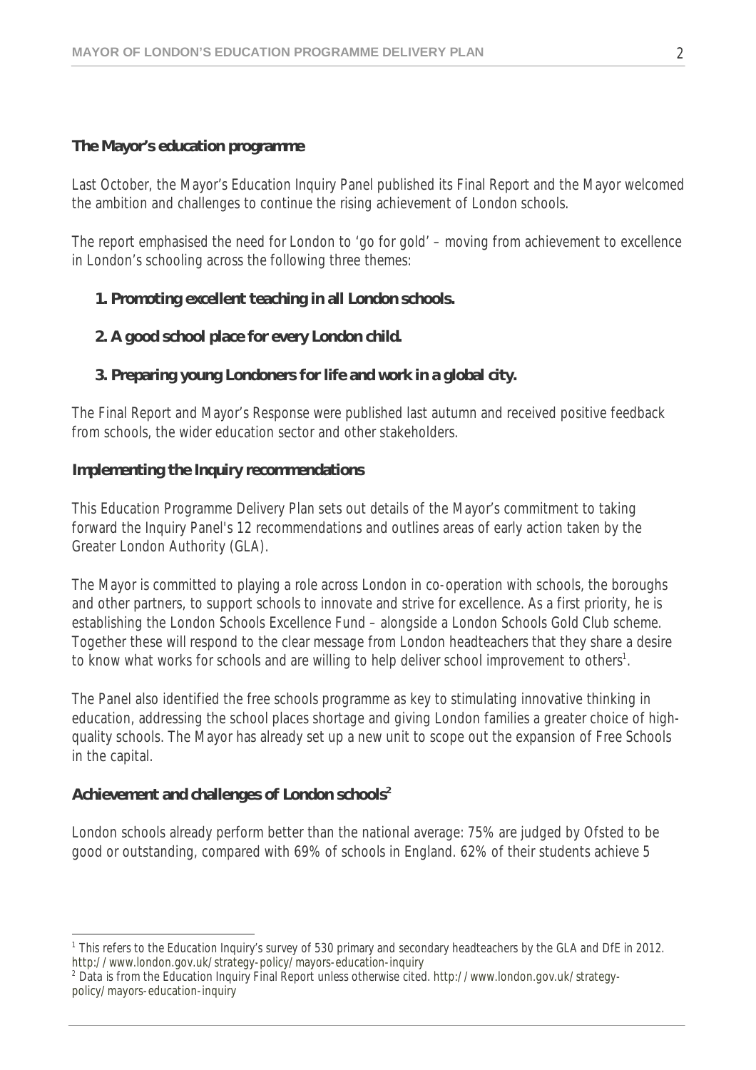## The Mayor's education programme

Last October, the Mayor's Education Inquiry Panel published its Final Report and the Mayor welcomed the ambition and challenges to continue the rising achievement of London schools.

The report emphasised the need for London to 'go for gold' – moving from achievement to excellence in London's schooling across the following three themes:

1. **Promoting excellent teaching in all London schools.**
2. **A good school place for every London child.**
3. **Preparing young Londoners for life and work in a global city.**

The Final Report and Mayor's Response were published last autumn and received positive feedback from schools, the wider education sector and other stakeholders.

## Implementing the Inquiry recommendations

This Education Programme Delivery Plan sets out details of the Mayor's commitment to taking forward the Inquiry Panel's 12 recommendations and outlines areas of early action taken by the Greater London Authority (GLA).

The Mayor is committed to playing a role across London in co-operation with schools, the boroughs and other partners, to support schools to innovate and strive for excellence. As a first priority, he is establishing the London Schools Excellence Fund – alongside a London Schools Gold Club scheme. Together these will respond to the clear message from London headteachers that they share a desire to know what works for schools and are willing to help deliver school improvement to others[1].

The Panel also identified the free schools programme as key to stimulating innovative thinking in education, addressing the school places shortage and giving London families a greater choice of high-quality schools. The Mayor has already set up a new unit to scope out the expansion of Free Schools in the capital.

## Achievement and challenges of London schools[2]

London schools already perform better than the national average: 75% are judged by Ofsted to be good or outstanding, compared with 69% of schools in England. 62% of their students achieve 5

---

[1] This refers to the Education Inquiry's survey of 530 primary and secondary headteachers by the GLA and DfE in 2012. http://www.london.gov.uk/strategy-policy/mayors-education-inquiry

[2] Data is from the Education Inquiry Final Report unless otherwise cited. http://www.london.gov.uk/strategy-policy/mayors-education-inquiry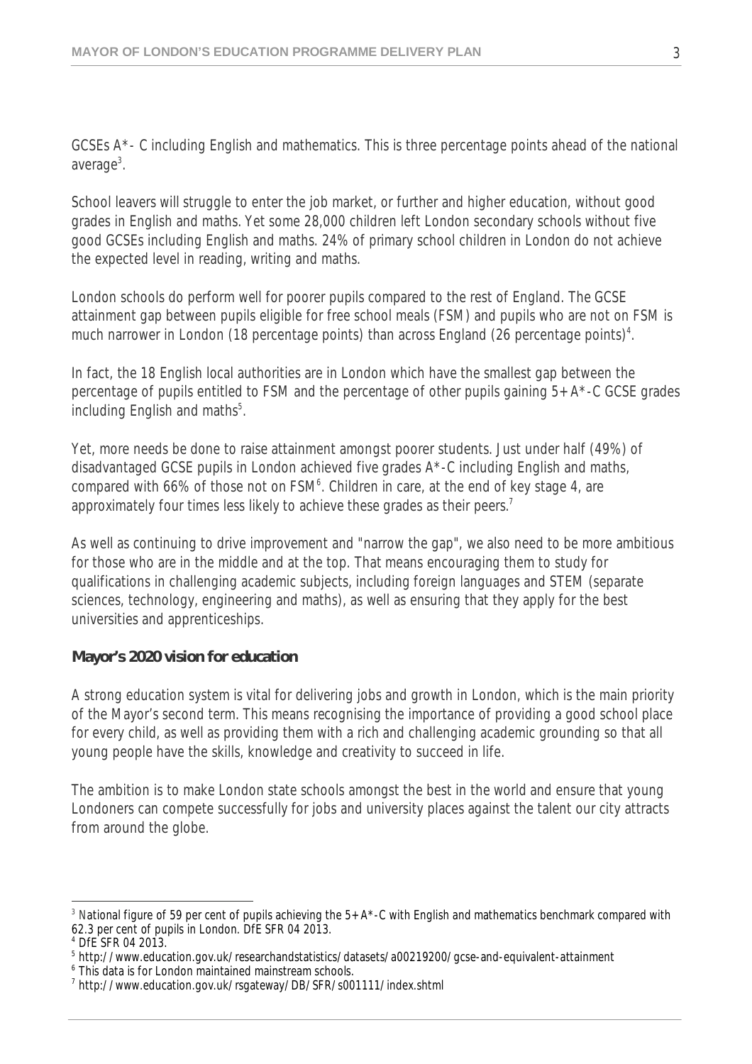GCSEs A*- C including English and mathematics. This is three percentage points ahead of the national average[3].

School leavers will struggle to enter the job market, or further and higher education, without good grades in English and maths. Yet some 28,000 children left London secondary schools without five good GCSEs including English and maths. 24% of primary school children in London do not achieve the expected level in reading, writing and maths.

London schools do perform well for poorer pupils compared to the rest of England. The GCSE attainment gap between pupils eligible for free school meals (FSM) and pupils who are not on FSM is much narrower in London (18 percentage points) than across England (26 percentage points)[4].

In fact, the 18 English local authorities are in London which have the smallest gap between the percentage of pupils entitled to FSM and the percentage of other pupils gaining 5+ A*-C GCSE grades including English and maths[5].

Yet, more needs be done to raise attainment amongst poorer students. Just under half (49%) of disadvantaged GCSE pupils in London achieved five grades A*-C including English and maths, compared with 66% of those not on FSM[6]. Children in care, at the end of key stage 4, are approximately four times less likely to achieve these grades as their peers.[7]

As well as continuing to drive improvement and "narrow the gap", we also need to be more ambitious for those who are in the middle and at the top. That means encouraging them to study for qualifications in challenging academic subjects, including foreign languages and STEM (separate sciences, technology, engineering and maths), as well as ensuring that they apply for the best universities and apprenticeships.

### Mayor's 2020 vision for education

A strong education system is vital for delivering jobs and growth in London, which is the main priority of the Mayor's second term. This means recognising the importance of providing a good school place for every child, as well as providing them with a rich and challenging academic grounding so that all young people have the skills, knowledge and creativity to succeed in life.

The ambition is to make London state schools amongst the best in the world and ensure that young Londoners can compete successfully for jobs and university places against the talent our city attracts from around the globe.

---

[3] National figure of 59 per cent of pupils achieving the 5+ A*-C with English and mathematics benchmark compared with 62.3 per cent of pupils in London. DfE SFR 04 2013.

[4] DfE SFR 04 2013.

[5] http://www.education.gov.uk/researchandstatistics/datasets/a00219200/gcse-and-equivalent-attainment

[6] This data is for London maintained mainstream schools.

[7] http://www.education.gov.uk/rsgateway/DB/SFR/s001111/index.shtml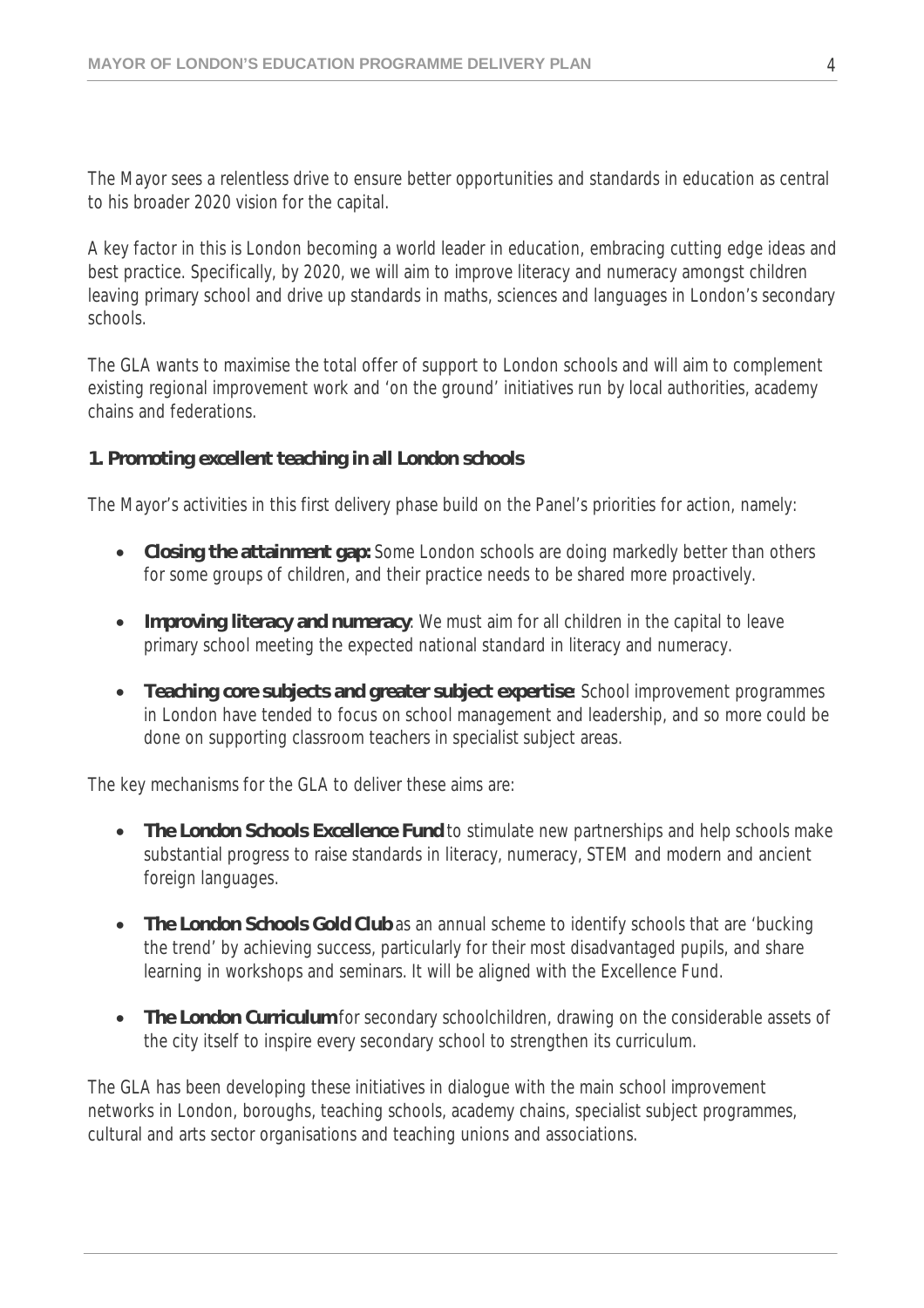The Mayor sees a relentless drive to ensure better opportunities and standards in education as central to his broader 2020 vision for the capital.

A key factor in this is London becoming a world leader in education, embracing cutting edge ideas and best practice. Specifically, by 2020, we will aim to improve literacy and numeracy amongst children leaving primary school and drive up standards in maths, sciences and languages in London's secondary schools.

The GLA wants to maximise the total offer of support to London schools and will aim to complement existing regional improvement work and 'on the ground' initiatives run by local authorities, academy chains and federations.

**1. Promoting excellent teaching in all London schools**

The Mayor's activities in this first delivery phase build on the Panel's priorities for action, namely:

- **Closing the attainment gap:** Some London schools are doing markedly better than others for some groups of children, and their practice needs to be shared more proactively.
- **Improving literacy and numeracy**: We must aim for all children in the capital to leave primary school meeting the expected national standard in literacy and numeracy.
- **Teaching core subjects and greater subject expertise**: School improvement programmes in London have tended to focus on school management and leadership, and so more could be done on supporting classroom teachers in specialist subject areas.

The key mechanisms for the GLA to deliver these aims are:

- **The London Schools Excellence Fund** to stimulate new partnerships and help schools make substantial progress to raise standards in literacy, numeracy, STEM and modern and ancient foreign languages.
- **The London Schools Gold Club** as an annual scheme to identify schools that are 'bucking the trend' by achieving success, particularly for their most disadvantaged pupils, and share learning in workshops and seminars. It will be aligned with the Excellence Fund.
- **The London Curriculum** for secondary schoolchildren, drawing on the considerable assets of the city itself to inspire every secondary school to strengthen its curriculum.

The GLA has been developing these initiatives in dialogue with the main school improvement networks in London, boroughs, teaching schools, academy chains, specialist subject programmes, cultural and arts sector organisations and teaching unions and associations.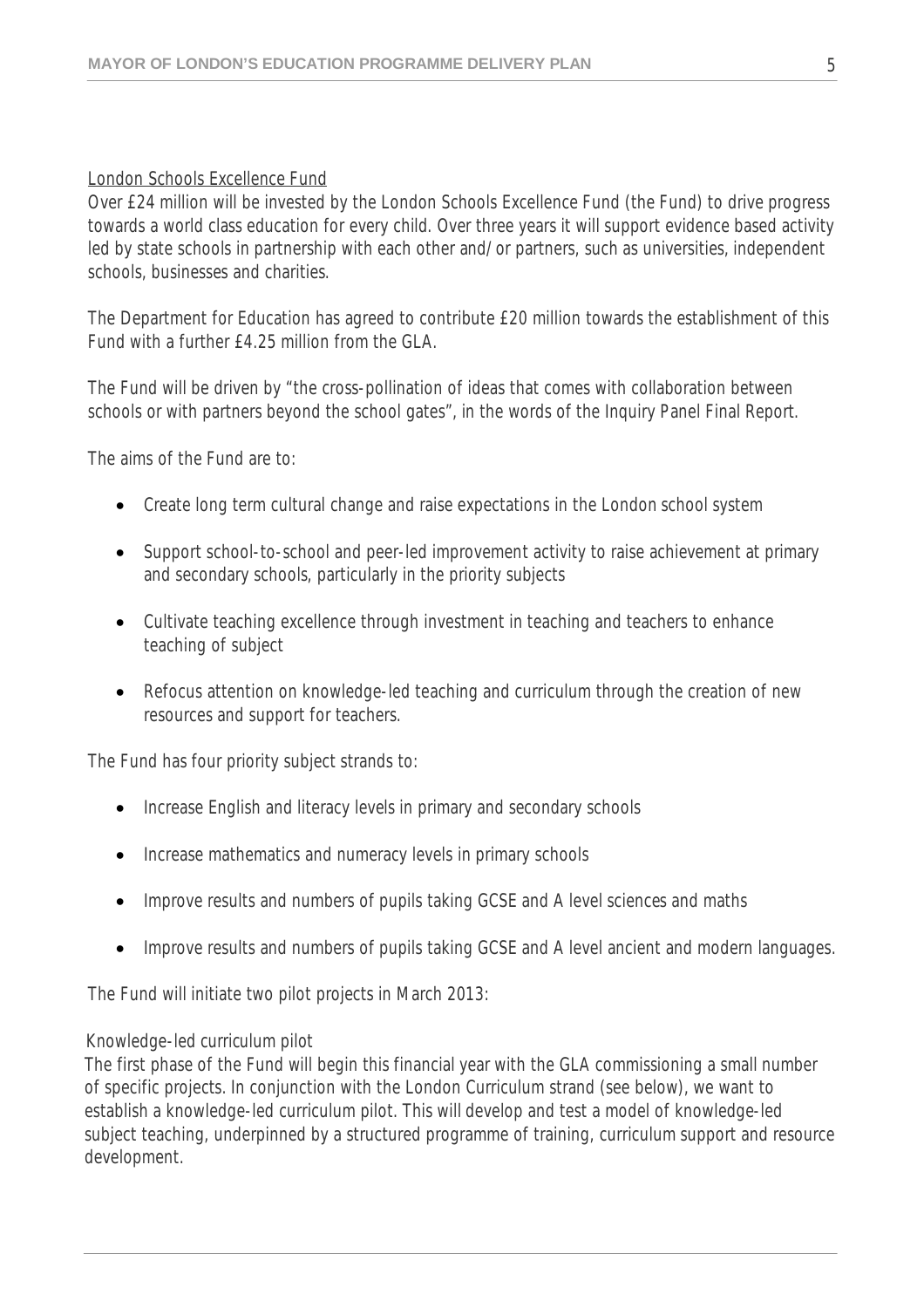London Schools Excellence Fund

Over £24 million will be invested by the London Schools Excellence Fund (the Fund) to drive progress towards a world class education for every child. Over three years it will support evidence based activity led by state schools in partnership with each other and/or partners, such as universities, independent schools, businesses and charities.

The Department for Education has agreed to contribute £20 million towards the establishment of this Fund with a further £4.25 million from the GLA.

The Fund will be driven by "the cross-pollination of ideas that comes with collaboration between schools or with partners beyond the school gates", in the words of the Inquiry Panel Final Report.

The aims of the Fund are to:

- Create long term cultural change and raise expectations in the London school system
- Support school-to-school and peer-led improvement activity to raise achievement at primary and secondary schools, particularly in the priority subjects
- Cultivate teaching excellence through investment in teaching and teachers to enhance teaching of subject
- Refocus attention on knowledge-led teaching and curriculum through the creation of new resources and support for teachers.

The Fund has four priority subject strands to:

- Increase English and literacy levels in primary and secondary schools
- Increase mathematics and numeracy levels in primary schools
- Improve results and numbers of pupils taking GCSE and A level sciences and maths
- Improve results and numbers of pupils taking GCSE and A level ancient and modern languages.

The Fund will initiate two pilot projects in March 2013:

Knowledge-led curriculum pilot

The first phase of the Fund will begin this financial year with the GLA commissioning a small number of specific projects. In conjunction with the London Curriculum strand (see below), we want to establish a knowledge-led curriculum pilot. This will develop and test a model of knowledge-led subject teaching, underpinned by a structured programme of training, curriculum support and resource development.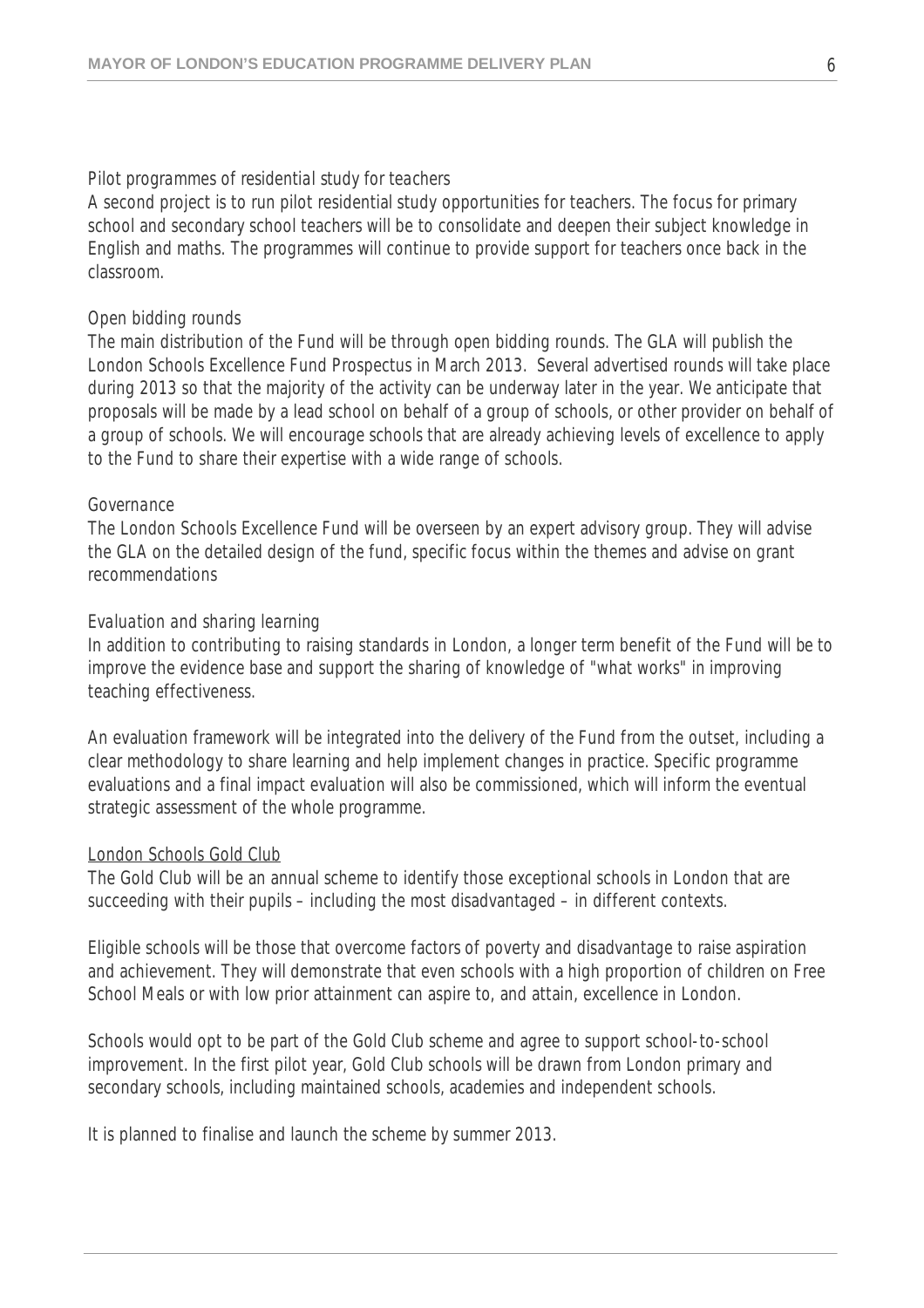*Pilot programmes of residential study for teachers*

A second project is to run pilot residential study opportunities for teachers. The focus for primary school and secondary school teachers will be to consolidate and deepen their subject knowledge in English and maths. The programmes will continue to provide support for teachers once back in the classroom.

*Open bidding rounds*

The main distribution of the Fund will be through open bidding rounds. The GLA will publish the London Schools Excellence Fund Prospectus in March 2013. Several advertised rounds will take place during 2013 so that the majority of the activity can be underway later in the year. We anticipate that proposals will be made by a lead school on behalf of a group of schools, or other provider on behalf of a group of schools. We will encourage schools that are already achieving levels of excellence to apply to the Fund to share their expertise with a wide range of schools.

*Governance*

The London Schools Excellence Fund will be overseen by an expert advisory group. They will advise the GLA on the detailed design of the fund, specific focus within the themes and advise on grant recommendations

*Evaluation and sharing learning*

In addition to contributing to raising standards in London, a longer term benefit of the Fund will be to improve the evidence base and support the sharing of knowledge of "what works" in improving teaching effectiveness.

An evaluation framework will be integrated into the delivery of the Fund from the outset, including a clear methodology to share learning and help implement changes in practice. Specific programme evaluations and a final impact evaluation will also be commissioned, which will inform the eventual strategic assessment of the whole programme.

<u>London Schools Gold Club</u>

The Gold Club will be an annual scheme to identify those exceptional schools in London that are succeeding with their pupils – including the most disadvantaged – in different contexts.

Eligible schools will be those that overcome factors of poverty and disadvantage to raise aspiration and achievement. They will demonstrate that even schools with a high proportion of children on Free School Meals or with low prior attainment can aspire to, and attain, excellence in London.

Schools would opt to be part of the Gold Club scheme and agree to support school-to-school improvement. In the first pilot year, Gold Club schools will be drawn from London primary and secondary schools, including maintained schools, academies and independent schools.

It is planned to finalise and launch the scheme by summer 2013.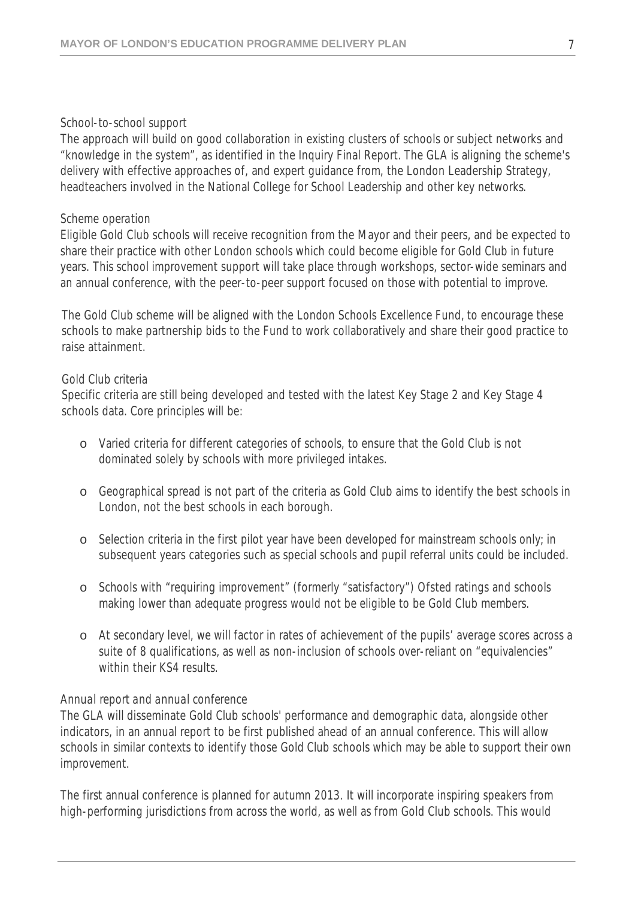School-to-school support

The approach will build on good collaboration in existing clusters of schools or subject networks and "knowledge in the system", as identified in the Inquiry Final Report. The GLA is aligning the scheme's delivery with effective approaches of, and expert guidance from, the London Leadership Strategy, headteachers involved in the National College for School Leadership and other key networks.

*Scheme operation*

Eligible Gold Club schools will receive recognition from the Mayor and their peers, and be expected to share their practice with other London schools which could become eligible for Gold Club in future years. This school improvement support will take place through workshops, sector-wide seminars and an annual conference, with the peer-to-peer support focused on those with potential to improve.

The Gold Club scheme will be aligned with the London Schools Excellence Fund, to encourage these schools to make partnership bids to the Fund to work collaboratively and share their good practice to raise attainment.

*Gold Club criteria*

Specific criteria are still being developed and tested with the latest Key Stage 2 and Key Stage 4 schools data. Core principles will be:

- Varied criteria for different categories of schools, to ensure that the Gold Club is not dominated solely by schools with more privileged intakes.
- Geographical spread is not part of the criteria as Gold Club aims to identify the best schools in London, not the best schools in each borough.
- Selection criteria in the first pilot year have been developed for mainstream schools only; in subsequent years categories such as special schools and pupil referral units could be included.
- Schools with "requiring improvement" (formerly "satisfactory") Ofsted ratings and schools making lower than adequate progress would not be eligible to be Gold Club members.
- At secondary level, we will factor in rates of achievement of the pupils' average scores across a suite of 8 qualifications, as well as non-inclusion of schools over-reliant on "equivalencies" within their KS4 results.

*Annual report and annual conference*

The GLA will disseminate Gold Club schools' performance and demographic data, alongside other indicators, in an annual report to be first published ahead of an annual conference. This will allow schools in similar contexts to identify those Gold Club schools which may be able to support their own improvement.

The first annual conference is planned for autumn 2013. It will incorporate inspiring speakers from high-performing jurisdictions from across the world, as well as from Gold Club schools. This would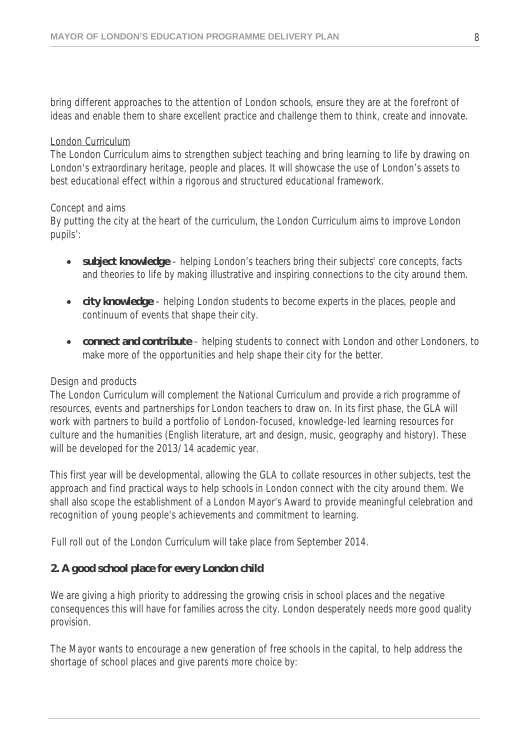bring different approaches to the attention of London schools, ensure they are at the forefront of ideas and enable them to share excellent practice and challenge them to think, create and innovate.

London Curriculum

The London Curriculum aims to strengthen subject teaching and bring learning to life by drawing on London's extraordinary heritage, people and places. It will showcase the use of London's assets to best educational effect within a rigorous and structured educational framework.

*Concept and aims*

By putting the city at the heart of the curriculum, the London Curriculum aims to improve London pupils':

- **subject knowledge** – helping London's teachers bring their subjects' core concepts, facts and theories to life by making illustrative and inspiring connections to the city around them.
- **city knowledge** – helping London students to become experts in the places, people and continuum of events that shape their city.
- **connect and contribute** – helping students to connect with London and other Londoners, to make more of the opportunities and help shape their city for the better.

*Design and products*

The London Curriculum will complement the National Curriculum and provide a rich programme of resources, events and partnerships for London teachers to draw on. In its first phase, the GLA will work with partners to build a portfolio of London-focused, knowledge-led learning resources for culture and the humanities (English literature, art and design, music, geography and history). These will be developed for the 2013/14 academic year.

This first year will be developmental, allowing the GLA to collate resources in other subjects, test the approach and find practical ways to help schools in London connect with the city around them. We shall also scope the establishment of a London Mayor's Award to provide meaningful celebration and recognition of young people's achievements and commitment to learning.

Full roll out of the London Curriculum will take place from September 2014.

## 2. A good school place for every London child

We are giving a high priority to addressing the growing crisis in school places and the negative consequences this will have for families across the city. London desperately needs more good quality provision.

The Mayor wants to encourage a new generation of free schools in the capital, to help address the shortage of school places and give parents more choice by: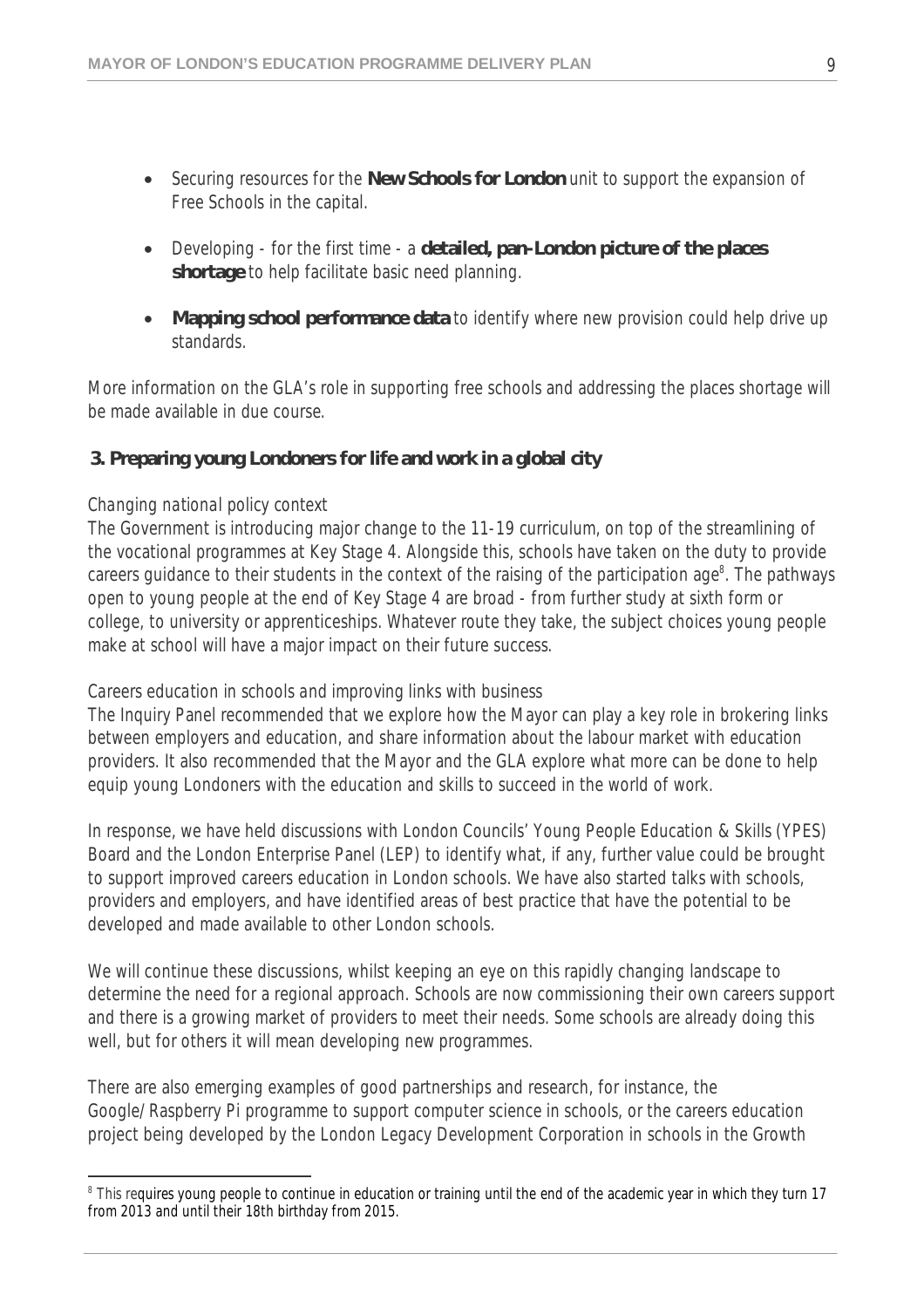- Securing resources for the **New Schools for London** unit to support the expansion of Free Schools in the capital.

- Developing - for the first time - a **detailed, pan-London picture of the places shortage** to help facilitate basic need planning.

- **Mapping school performance data** to identify where new provision could help drive up standards.

More information on the GLA's role in supporting free schools and addressing the places shortage will be made available in due course.

### 3. Preparing young Londoners for life and work in a global city

*Changing national policy context*

The Government is introducing major change to the 11-19 curriculum, on top of the streamlining of the vocational programmes at Key Stage 4. Alongside this, schools have taken on the duty to provide careers guidance to their students in the context of the raising of the participation age[8]. The pathways open to young people at the end of Key Stage 4 are broad - from further study at sixth form or college, to university or apprenticeships. Whatever route they take, the subject choices young people make at school will have a major impact on their future success.

*Careers education in schools and improving links with business*

The Inquiry Panel recommended that we explore how the Mayor can play a key role in brokering links between employers and education, and share information about the labour market with education providers. It also recommended that the Mayor and the GLA explore what more can be done to help equip young Londoners with the education and skills to succeed in the world of work.

In response, we have held discussions with London Councils' Young People Education & Skills (YPES) Board and the London Enterprise Panel (LEP) to identify what, if any, further value could be brought to support improved careers education in London schools. We have also started talks with schools, providers and employers, and have identified areas of best practice that have the potential to be developed and made available to other London schools.

We will continue these discussions, whilst keeping an eye on this rapidly changing landscape to determine the need for a regional approach. Schools are now commissioning their own careers support and there is a growing market of providers to meet their needs. Some schools are already doing this well, but for others it will mean developing new programmes.

There are also emerging examples of good partnerships and research, for instance, the Google/Raspberry Pi programme to support computer science in schools, or the careers education project being developed by the London Legacy Development Corporation in schools in the Growth

[8] This requires young people to continue in education or training until the end of the academic year in which they turn 17 from 2013 and until their 18th birthday from 2015.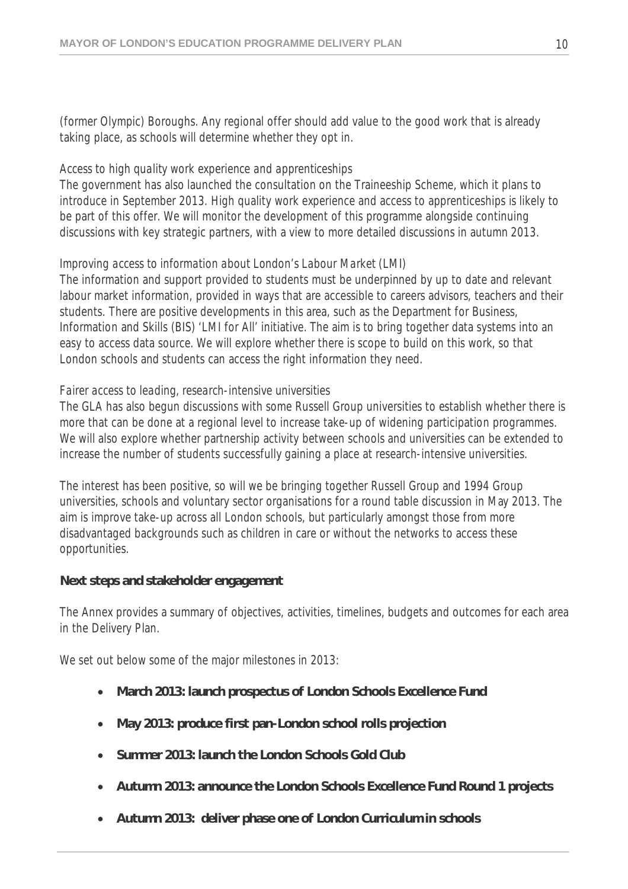(former Olympic) Boroughs. Any regional offer should add value to the good work that is already taking place, as schools will determine whether they opt in.

*Access to high quality work experience and apprenticeships*

The government has also launched the consultation on the Traineeship Scheme, which it plans to introduce in September 2013. High quality work experience and access to apprenticeships is likely to be part of this offer. We will monitor the development of this programme alongside continuing discussions with key strategic partners, with a view to more detailed discussions in autumn 2013.

*Improving access to information about London's Labour Market (LMI)*

The information and support provided to students must be underpinned by up to date and relevant labour market information, provided in ways that are accessible to careers advisors, teachers and their students. There are positive developments in this area, such as the Department for Business, Information and Skills (BIS) 'LMI for All' initiative. The aim is to bring together data systems into an easy to access data source. We will explore whether there is scope to build on this work, so that London schools and students can access the right information they need.

*Fairer access to leading, research-intensive universities*

The GLA has also begun discussions with some Russell Group universities to establish whether there is more that can be done at a regional level to increase take-up of widening participation programmes. We will also explore whether partnership activity between schools and universities can be extended to increase the number of students successfully gaining a place at research-intensive universities.

The interest has been positive, so will we be bringing together Russell Group and 1994 Group universities, schools and voluntary sector organisations for a round table discussion in May 2013. The aim is improve take-up across all London schools, but particularly amongst those from more disadvantaged backgrounds such as children in care or without the networks to access these opportunities.

**Next steps and stakeholder engagement**

The Annex provides a summary of objectives, activities, timelines, budgets and outcomes for each area in the Delivery Plan.

We set out below some of the major milestones in 2013:

- **March 2013: launch prospectus of London Schools Excellence Fund**
- **May 2013: produce first pan-London school rolls projection**
- **Summer 2013: launch the London Schools Gold Club**
- **Autumn 2013: announce the London Schools Excellence Fund Round 1 projects**
- **Autumn 2013: deliver phase one of London Curriculum in schools**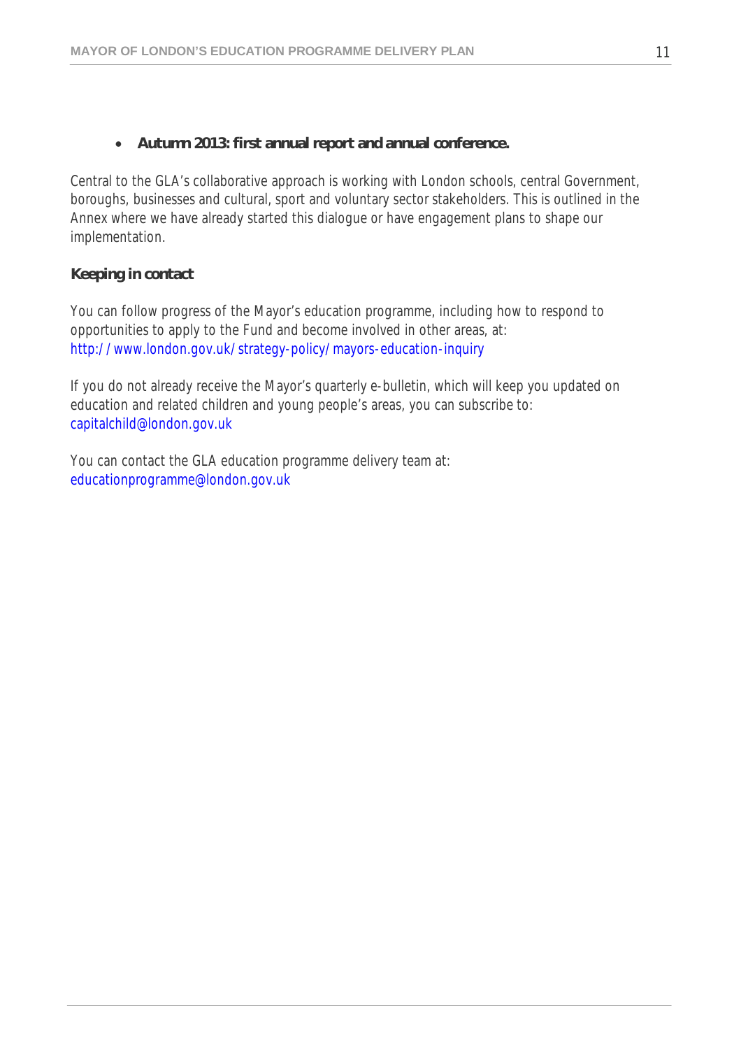- **Autumn 2013: first annual report and annual conference.**

Central to the GLA's collaborative approach is working with London schools, central Government, boroughs, businesses and cultural, sport and voluntary sector stakeholders. This is outlined in the Annex where we have already started this dialogue or have engagement plans to shape our implementation.

**Keeping in contact**

You can follow progress of the Mayor's education programme, including how to respond to opportunities to apply to the Fund and become involved in other areas, at: http://www.london.gov.uk/strategy-policy/mayors-education-inquiry

If you do not already receive the Mayor's quarterly e-bulletin, which will keep you updated on education and related children and young people's areas, you can subscribe to: capitalchild@london.gov.uk

You can contact the GLA education programme delivery team at: educationprogramme@london.gov.uk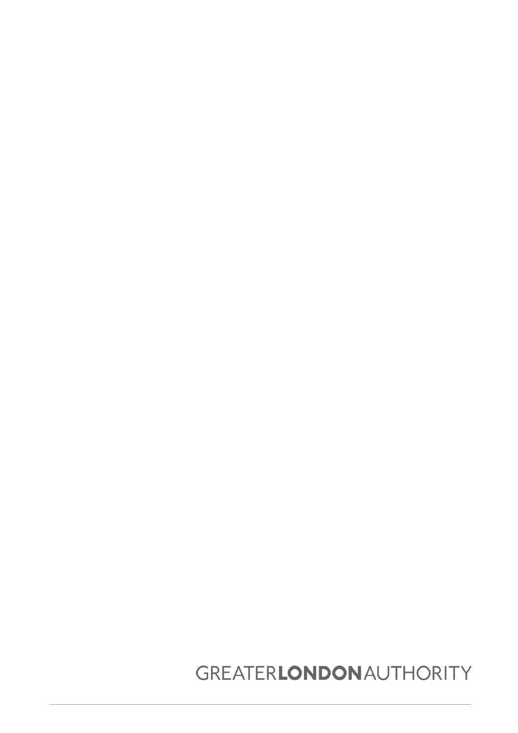GREATER**LONDON**AUTHORITY